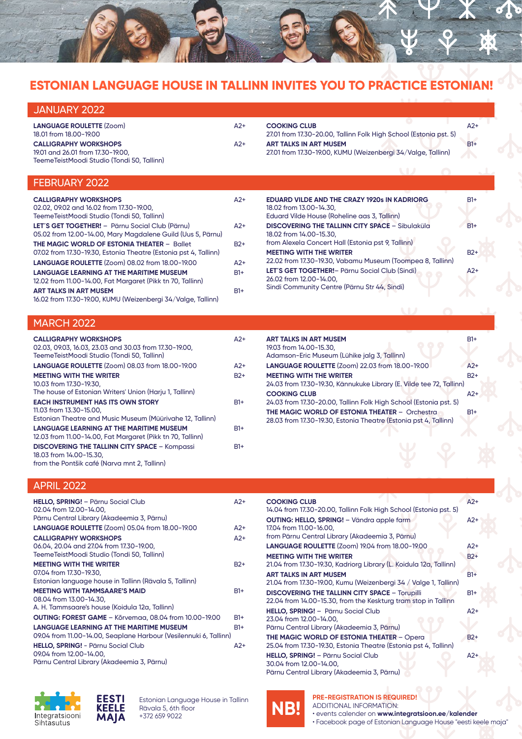# ESTONIAN LANGUAGE HOUSE IN TALLINN INVITES YOU TO PRACTICE ESTONIAN!

## JANUARY 2022

**LANGUAGE ROULETTE** (Zoom) — A2+
18.01 from 18.00-19.00

**CALLIGRAPHY WORKSHOPS** — A2+
19.01 and 26.01 from 17.30-19.00,
TeemeTeistMoodi Studio (Tondi 50, Tallinn)

**COOKING CLUB** — A2+
27.01 from 17.30-20.00, Tallinn Folk High School (Estonia pst. 5)

**ART TALKS IN ART MUSEM** — B1+
27.01 from 17.30-19.00, KUMU (Weizenbergi 34/Valge, Tallinn)

## FEBRUARY 2022

**CALLIGRAPHY WORKSHOPS** — A2+
02.02, 09.02 and 16.02 from 17.30-19.00,
TeemeTeistMoodi Studio (Tondi 50, Tallinn)

**LET´S GET TOGETHER!** – Pärnu Social Club (Pärnu) — A2+
05.02 from 12.00-14.00, Mary Magdalene Guild (Uus 5, Pärnu)

**THE MAGIC WORLD OF ESTONIA THEATER** – Ballet — B2+
07.02 from 17.30-19.30, Estonia Theatre (Estonia pst 4, Tallinn)

**LANGUAGE ROULETTE** (Zoom) 08.02 from 18.00-19.00 — A2+

**LANGUAGE LEARNING AT THE MARITIME MUSEUM** — B1+
12.02 from 11.00-14.00, Fat Margaret (Pikk tn 70, Tallinn)

**ART TALKS IN ART MUSEM** — B1+
16.02 from 17.30-19.00, KUMU (Weizenbergi 34/Valge, Tallinn)

**EDUARD VILDE AND THE CRAZY 1920s IN KADRIORG** — B1+
18.02 from 13.00-14.30,
Eduard Vilde House (Roheline aas 3, Tallinn)

**DISCOVERING THE TALLINN CITY SPACE** – Sibulaküla — B1+
18.02 from 14.00-15.30,
from Alexela Concert Hall (Estonia pst 9, Tallinn)

**MEETING WITH THE WRITER** — B2+
22.02 from 17.30-19.30, Vabamu Museum (Toompea 8, Tallinn)

**LET´S GET TOGETHER!**– Pärnu Social Club (Sindi) — A2+
26.02 from 12.00-14.00,
Sindi Community Centre (Pärnu Str 44, Sindi)

## MARCH 2022

**CALLIGRAPHY WORKSHOPS** — A2+
02.03, 09.03, 16.03, 23.03 and 30.03 from 17.30-19.00,
TeemeTeistMoodi Studio (Tondi 50, Tallinn)

**LANGUAGE ROULETTE** (Zoom) 08.03 from 18.00-19.00 — A2+

**MEETING WITH THE WRITER** — B2+
10.03 from 17.30-19.30,
The house of Estonian Writers' Union (Harju 1, Tallinn)

**EACH INSTRUMENT HAS ITS OWN STORY** — B1+
11.03 from 13.30-15.00,
Estonian Theatre and Music Museum (Müürivahe 12, Tallinn)

**LANGUAGE LEARNING AT THE MARITIME MUSEUM** — B1+
12.03 from 11.00-14.00, Fat Margaret (Pikk tn 70, Tallinn)

**DISCOVERING THE TALLINN CITY SPACE** – Kompassi — B1+
18.03 from 14.00-15.30,
from the Pontšik café (Narva mnt 2, Tallinn)

**ART TALKS IN ART MUSEM** — B1+
19.03 from 14.00-15.30,
Adamson-Eric Museum (Lühike jalg 3, Tallinn)

**LANGUAGE ROULETTE** (Zoom) 22.03 from 18.00-19.00 — A2+

**MEETING WITH THE WRITER** — B2+
24.03 from 17.30-19.30, Kännukuke Library (E. Vilde tee 72, Tallinn)

**COOKING CLUB** — A2+
24.03 from 17.30-20.00, Tallinn Folk High School (Estonia pst. 5)

**THE MAGIC WORLD OF ESTONIA THEATER** – Orchestra — B1+
28.03 from 17.30-19.30, Estonia Theatre (Estonia pst 4, Tallinn)

## APRIL 2022

**HELLO, SPRING!** – Pärnu Social Club — A2+
02.04 from 12.00-14.00,
Pärnu Central Library (Akadeemia 3, Pärnu)

**LANGUAGE ROULETTE** (Zoom) 05.04 from 18.00-19.00 — A2+

**CALLIGRAPHY WORKSHOPS** — A2+
06.04, 20.04 and 27.04 from 17.30-19.00,
TeemeTeistMoodi Studio (Tondi 50, Tallinn)

**MEETING WITH THE WRITER** — B2+
07.04 from 17.30-19.30,
Estonian language house in Tallinn (Rävala 5, Tallinn)

**MEETING WITH TAMMSAARE'S MAID** — B1+
08.04 from 13.00-14.30,
A. H. Tammsaare's house (Koidula 12a, Tallinn)

**OUTING: FOREST GAME** – Kõrvemaa, 08.04 from 10.00-19.00 — B1+

**LANGUAGE LEARNING AT THE MARITIME MUSEUM** — B1+
09.04 from 11.00-14.00, Seaplane Harbour (Vesilennuki 6, Tallinn)

**HELLO, SPRING!** - Pärnu Social Club — A2+
09.04 from 12.00-14.00,
Pärnu Central Library (Akadeemia 3, Pärnu)

**COOKING CLUB** — A2+
14.04 from 17.30-20.00, Tallinn Folk High School (Estonia pst. 5)

**OUTING: HELLO, SPRING!** – Vändra apple farm — A2+
17.04 from 11.00-16.00,
from Pärnu Central Library (Akadeemia 3, Pärnu)

**LANGUAGE ROULETTE** (Zoom) 19.04 from 18.00-19.00 — A2+

**MEETING WITH THE WRITER** — B2+
21.04 from 17.30-19.30, Kadriorg Library (L. Koidula 12a, Tallinn)

**ART TALKS IN ART MUSEM** — B1+
21.04 from 17.30-19.00, Kumu (Weizenbergi 34 / Valge 1, Tallinn)

**DISCOVERING THE TALLINN CITY SPACE** – Torupilli — B1+
22.04 from 14.00-15.30, from the Keskturg tram stop in Tallinn

**HELLO, SPRING!** – Pärnu Social Club — A2+
23.04 from 12.00-14.00,
Pärnu Central Library (Akadeemia 3, Pärnu)

**THE MAGIC WORLD OF ESTONIA THEATER** – Opera — B2+
25.04 from 17.30-19.30, Estonia Theatre (Estonia pst 4, Tallinn)

**HELLO, SPRING!** – Pärnu Social Club — A2+
30.04 from 12.00-14.00,
Pärnu Central Library (Akadeemia 3, Pärnu)

---

Integratsiooni Sihtasutus

EESTI KEELE MAJA

Estonian Language House in Tallinn
Rävala 5, 6th floor
+372 659 9022

**NB!**

**PRE-REGISTRATION IS REQUIRED!**
ADDITIONAL INFORMATION:
- events calender on **www.integratsioon.ee/kalender**
- Facebook page of Estonian Language House "eesti keele maja"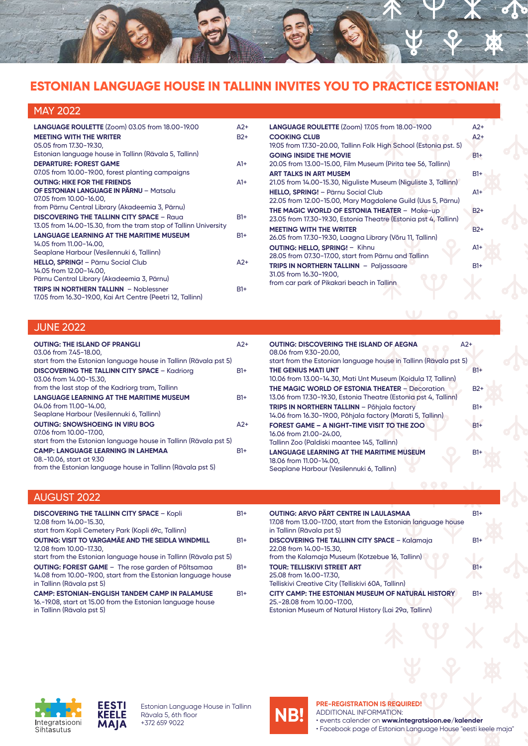# ESTONIAN LANGUAGE HOUSE IN TALLINN INVITES YOU TO PRACTICE ESTONIAN!

## MAY 2022

**LANGUAGE ROULETTE** (Zoom) 03.05 from 18.00-19.00 — A2+

**MEETING WITH THE WRITER** — B2+
05.05 from 17.30-19.30,
Estonian language house in Tallinn (Rävala 5, Tallinn)

**DEPARTURE: FOREST GAME** — A1+
07.05 from 10.00-19.00, forest planting campaigns

**OUTING: HIKE FOR THE FRIENDS OF ESTONIAN LANGUAGE IN PÄRNU** – Matsalu — A1+
07.05 from 10.00-16.00,
from Pärnu Central Library (Akadeemia 3, Pärnu)

**DISCOVERING THE TALLINN CITY SPACE** – Raua — B1+
13.05 from 14.00-15.30, from the tram stop of Tallinn University

**LANGUAGE LEARNING AT THE MARITIME MUSEUM** — B1+
14.05 from 11.00-14.00,
Seaplane Harbour (Vesilennuki 6, Tallinn)

**HELLO, SPRING!** – Pärnu Social Club — A2+
14.05 from 12.00-14.00,
Pärnu Central Library (Akadeemia 3, Pärnu)

**TRIPS IN NORTHERN TALLINN** – Noblessner — B1+
17.05 from 16.30-19.00, Kai Art Centre (Peetri 12, Tallinn)

**LANGUAGE ROULETTE** (Zoom) 17.05 from 18.00-19.00 — A2+

**COOKING CLUB** — A2+
19.05 from 17.30-20.00, Tallinn Folk High School (Estonia pst. 5)

**GOING INSIDE THE MOVIE** — B1+
20.05 from 13.00-15.00, Film Museum (Pirita tee 56, Tallinn)

**ART TALKS IN ART MUSEM** — B1+
21.05 from 14.00-15.30, Niguliste Museum (Niguliste 3, Tallinn)

**HELLO, SPRING!** – Pärnu Social Club — A1+
22.05 from 12.00-15.00, Mary Magdalene Guild (Uus 5, Pärnu)

**THE MAGIC WORLD OF ESTONIA THEATER** – Make-up — B2+
23.05 from 17.30-19.30, Estonia Theatre (Estonia pst 4, Tallinn)

**MEETING WITH THE WRITER** — B2+
26.05 from 17.30-19.30, Laagna Library (Võru 11, Tallinn)

**OUTING: HELLO, SPRING!** – Kihnu — A1+
28.05 from 07.30-17.00, start from Pärnu and Tallinn

**TRIPS IN NORTHERN TALLINN** – Paljassaare — B1+
31.05 from 16.30-19.00,
from car park of Pikakari beach in Tallinn

## JUNE 2022

**OUTING: THE ISLAND OF PRANGLI** — A2+
03.06 from 7.45-18.00,
start from the Estonian language house in Tallinn (Rävala pst 5)

**DISCOVERING THE TALLINN CITY SPACE** – Kadriorg — B1+
03.06 from 14.00-15.30,
from the last stop of the Kadriorg tram, Tallinn

**LANGUAGE LEARNING AT THE MARITIME MUSEUM** — B1+
04.06 from 11.00-14.00,
Seaplane Harbour (Vesilennuki 6, Tallinn)

**OUTING: SNOWSHOEING IN VIRU BOG** — A2+
07.06 from 10.00-17.00,
start from the Estonian language house in Tallinn (Rävala pst 5)

**CAMP: LANGUAGE LEARNING IN LAHEMAA** — B1+
08.-10.06, start at 9.30
from the Estonian language house in Tallinn (Rävala pst 5)

**OUTING: DISCOVERING THE ISLAND OF AEGNA** — A2+
08.06 from 9.30-20.00,
start from the Estonian language house in Tallinn (Rävala pst 5)

**THE GENIUS MATI UNT** — B1+
10.06 from 13.00-14.30, Mati Unt Museum (Koidula 17, Tallinn)

**THE MAGIC WORLD OF ESTONIA THEATER** – Decoration — B2+
13.06 from 17.30-19.30, Estonia Theatre (Estonia pst 4, Tallinn)

**TRIPS IN NORTHERN TALLINN** – Põhjala factory — B1+
14.06 from 16.30-19.00, Põhjala factory (Marati 5, Tallinn)

**FOREST GAME – A NIGHT-TIME VISIT TO THE ZOO** — B1+
16.06 from 21.00-24.00,
Tallinn Zoo (Paldiski maantee 145, Tallinn)

**LANGUAGE LEARNING AT THE MARITIME MUSEUM** — B1+
18.06 from 11.00-14.00,
Seaplane Harbour (Vesilennuki 6, Tallinn)

## AUGUST 2022

**DISCOVERING THE TALLINN CITY SPACE** – Kopli — B1+
12.08 from 14.00-15.30,
start from Kopli Cemetery Park (Kopli 69c, Tallinn)

**OUTING: VISIT TO VARGAMÄE AND THE SEIDLA WINDMILL** — B1+
12.08 from 10.00-17.30,
start from the Estonian language house in Tallinn (Rävala pst 5)

**OUTING: FOREST GAME** – The rose garden of Põltsamaa — B1+
14.08 from 10.00-19.00, start from the Estonian language house in Tallinn (Rävala pst 5)

**CAMP: ESTONIAN-ENGLISH TANDEM CAMP IN PALAMUSE** — B1+
16.-19.08, start at 15.00 from the Estonian language house in Tallinn (Rävala pst 5)

**OUTING: ARVO PÄRT CENTRE IN LAULASMAA** — B1+
17.08 from 13.00-17.00, start from the Estonian language house in Tallinn (Rävala pst 5)

**DISCOVERING THE TALLINN CITY SPACE** – Kalamaja — B1+
22.08 from 14.00-15.30,
from the Kalamaja Museum (Kotzebue 16, Tallinn)

**TOUR: TELLISKIVI STREET ART** — B1+
25.08 from 16.00-17.30,
Telliskivi Creative City (Telliskivi 60A, Tallinn)

**CITY CAMP: THE ESTONIAN MUSEUM OF NATURAL HISTORY** — B1+
25.-28.08 from 10.00-17.00,
Estonian Museum of Natural History (Lai 29a, Tallinn)

---

Integratsiooni Sihtasutus

EESTI KEELE MAJA

Estonian Language House in Tallinn
Rävala 5, 6th floor
+372 659 9022

**NB!**

**PRE-REGISTRATION IS REQUIRED!**
ADDITIONAL INFORMATION:
- events calender on **www.integratsioon.ee/kalender**
- Facebook page of Estonian Language House "eesti keele maja"